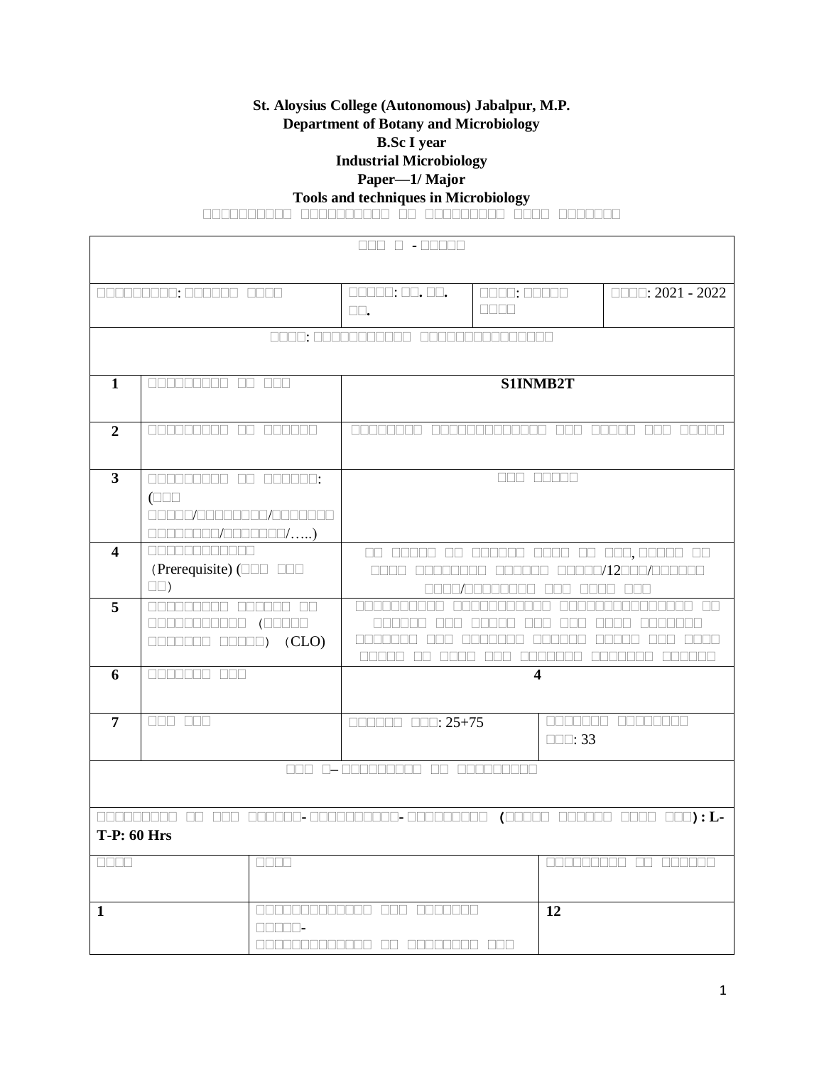**St. Aloysius College (Autonomous) Jabalpur, M.P.**
**Department of Botany and Microbiology**
**B.Sc I year**
**Industrial Microbiology**
**Paper—1/ Major**
**Tools and techniques in Microbiology**

| | | | | | |
|---|---|---|---|---|---|
| - | | | | | |
| : | | : . . . | | : | : 2021 - 2022 |
| : | | | | | |
| **1** | | **S1INMB2T** | | | |
| **2** | | | | | |
| **3** | : ( / / / / /…..) | | | | |
| **4** | (Prerequisite) ( ) | , /12 / / | | | |
| **5** | ( ) (CLO) | | | | |
| **6** | | **4** | | | |
| **7** | | : 25+75 | | : 33 | |
| – | | | | | |
| - - **( ) : L-T-P: 60 Hrs** | | | | | |
| | | | | | |
| **1** | - | | | **12** | |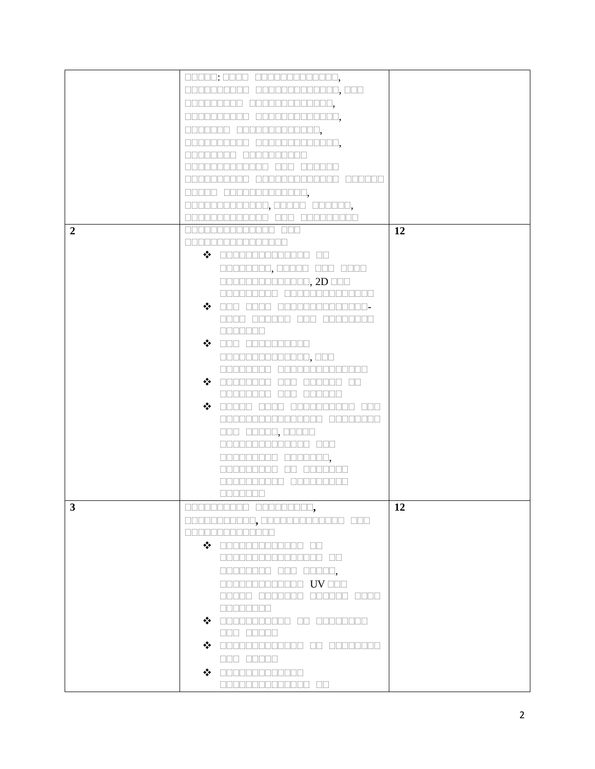| | | |
|---|---|---|
| | | |
| **2** | ❖ 2D | **12** |
| **3** | ❖ UV | **12** |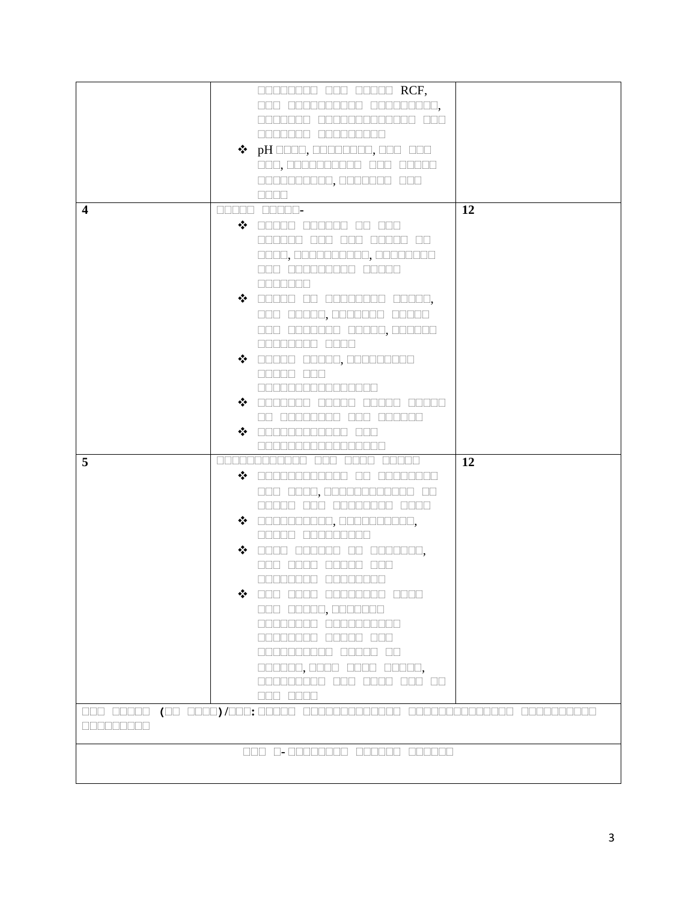| | | |
|---|---|---|
| | □□□□□□□□ □□□ □□□□□ RCF, □□□ □□□□□□□□□□ □□□□□□□□□□, □□□□□□□ □□□□□□□□□□□□□ □□□ □□□□□□□ □□□□□□□□□<br>❖ pH □□□□, □□□□□□□□, □□□ □□□ □□□, □□□□□□□□□□ □□□ □□□□□ □□□□□□□□□□, □□□□□□□ □□□ □□□□ | |
| **4** | □□□□□ □□□□□-<br>❖ □□□□□ □□□□□□ □□ □□□ □□□□□□ □□□ □□□ □□□□□ □□ □□□□, □□□□□□□□□□, □□□□□□□□ □□□ □□□□□□□□□ □□□□□ □□□□□□□<br>❖ □□□□□ □□ □□□□□□□□ □□□□□, □□□ □□□□□, □□□□□□□ □□□□□ □□□ □□□□□□□ □□□□□, □□□□□□ □□□□□□□□ □□□□<br>❖ □□□□□ □□□□□, □□□□□□□□□□ □□□□□ □□□ □□□□□□□□□□□□□□□□<br>❖ □□□□□□□ □□□□□ □□□□□ □□□□□ □□ □□□□□□□□ □□□ □□□□□□<br>❖ □□□□□□□□□□□□ □□□ □□□□□□□□□□□□□□□□□ | **12** |
| **5** | □□□□□□□□□□□□ □□□ □□□□ □□□□□<br>❖ □□□□□□□□□□□□ □□ □□□□□□□□ □□□ □□□□, □□□□□□□□□□□□ □□ □□□□□ □□□ □□□□□□□□ □□□□<br>❖ □□□□□□□□□□, □□□□□□□□□□, □□□□□ □□□□□□□□□<br>❖ □□□□ □□□□□□ □□ □□□□□□□, □□□ □□□□ □□□□□ □□□ □□□□□□□□ □□□□□□□□<br>❖ □□□ □□□□ □□□□□□□□ □□□□ □□□ □□□□□, □□□□□□□ □□□□□□□□ □□□□□□□□□□ □□□□□□□□ □□□□□ □□□ □□□□□□□□□□ □□□□□ □□ □□□□□□, □□□□ □□□□ □□□□□, □□□□□□□□□ □□□ □□□□ □□□ □□ □□□ □□□□ | **12** |
| □□□ □□□□□ (□□ □□□□) /□□□: □□□□□ □□□□□□□□□□□□□ □□□□□□□□□□□□□□□ □□□□□□□□□□□ □□□□□□□□□ | | |
| □□□ □- □□□□□□□□ □□□□□□ □□□□□□ | | |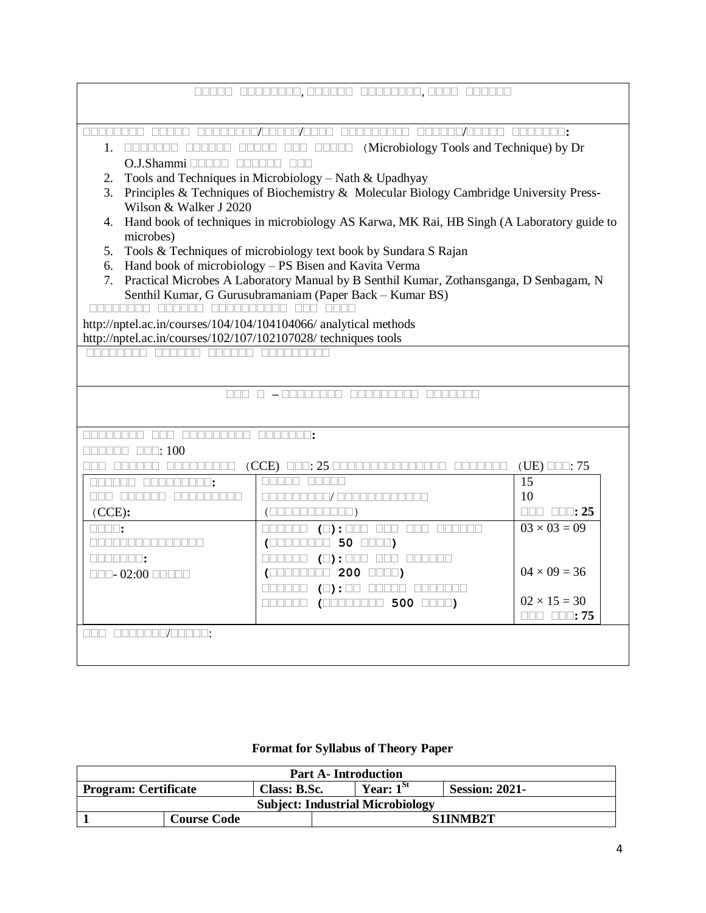| □□□□□ □□□□□□□□, □□□□□□ □□□□□□□□, □□□□ □□□□□□ |
|---|
| **□□□□□□□□ □□□□□ □□□□□□□□/□□□□□/□□□□ □□□□□□□□□ □□□□□□/□□□□□ □□□□□□□:**<br>1. □□□□□□□ □□□□□□ □□□□□ □□□ □□□□□ (Microbiology Tools and Technique) by Dr O.J.Shammi □□□□□ □□□□□□ □□□<br>2. Tools and Techniques in Microbiology – Nath & Upadhyay<br>3. Principles & Techniques of Biochemistry & Molecular Biology Cambridge University Press- Wilson & Walker J 2020<br>4. Hand book of techniques in microbiology AS Karwa, MK Rai, HB Singh (A Laboratory guide to microbes)<br>5. Tools & Techniques of microbiology text book by Sundara S Rajan<br>6. Hand book of microbiology – PS Bisen and Kavita Verma<br>7. Practical Microbes A Laboratory Manual by B Senthil Kumar, Zothansganga, D Senbagam, N Senthil Kumar, G Gurusubramaniam (Paper Back – Kumar BS)<br>□□□□□□□□□ □□□□□□ □□□□□□□□□□□ □□□ □□□□<br>http://nptel.ac.in/courses/104/104/104104066/ analytical methods<br>http://nptel.ac.in/courses/102/107/102107028/ techniques tools |
| □□□□□□□□□ □□□□□□ □□□□□□ □□□□□□□□□ |
| □□□ □ – □□□□□□□□□ □□□□□□□□□□ □□□□□□□ |
| **□□□□□□□□ □□□ □□□□□□□□□ □□□□□□□:**<br>□□□□□□ □□□: 100<br>□□□ □□□□□□ □□□□□□□□□ (CCE) □□□: 25 □□□□□□□□□□□□□□□□ □□□□□□□ (UE) □□□: 75 |

| □□□□□□ □□□□□□□□□□: □□□ □□□□□□ □□□□□□□□□ (CCE): | □□□□□ □□□□□<br>□□□□□□□□□□/ □□□□□□□□□□□□□□ (□□□□□□□□□□□□) | 15<br>10<br>□□□ □□□: **25** |
|---|---|---|
| □□□□: □□□□□□□□□□□□□□□□ □□□□□□□: □□□- 02:00 □□□□□ | □□□□□□ (□): □□□ □□□ □□□ □□□□□□ (□□□□□□□□□ 50 □□□□)<br>□□□□□□ (□): □□□ □□□ □□□□□□ (□□□□□□□□□ 200 □□□□)<br>□□□□□□ (□): □□ □□□□□ □□□□□□□ □□□□□□ (□□□□□□□□□ 500 □□□□) | 03 × 03 = 09<br>04 × 09 = 36<br>02 × 15 = 30<br>□□□ □□□: **75** |

□□□ □□□□□□□/□□□□□:

**Format for Syllabus of Theory Paper**

| Part A- Introduction | | | | |
|---|---|---|---|---|
| **Program: Certificate** | | **Class: B.Sc.** | **Year: 1St** | **Session: 2021-** |
| **Subject: Industrial Microbiology** | | | | |
| **1** | **Course Code** | **S1INMB2T** | | |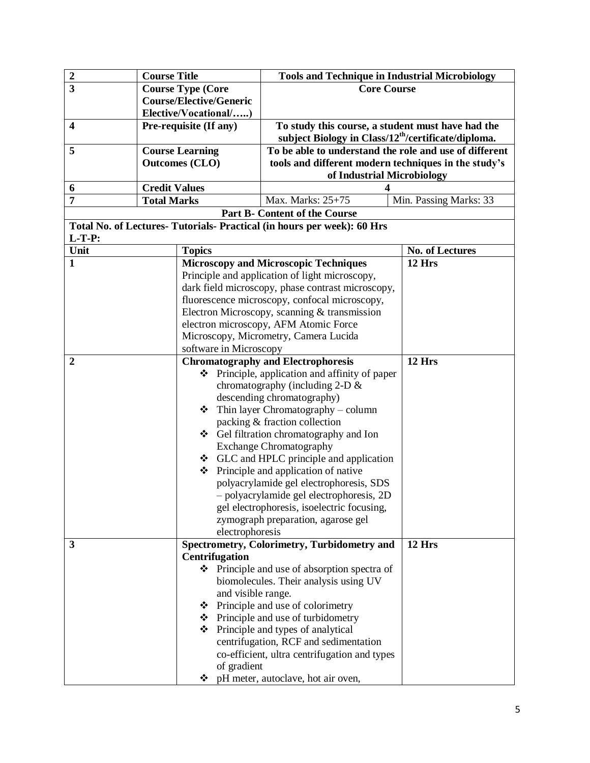| | | | |
|---|---|---|---|
| **2** | **Course Title** | **Tools and Technique in Industrial Microbiology** | |
| **3** | **Course Type (Core Course/Elective/Generic Elective/Vocational/…..)** | **Core Course** | |
| **4** | **Pre-requisite (If any)** | **To study this course, a student must have had the subject Biology in Class/12th/certificate/diploma.** | |
| **5** | **Course Learning Outcomes (CLO)** | **To be able to understand the role and use of different tools and different modern techniques in the study's of Industrial Microbiology** | |
| **6** | **Credit Values** | **4** | |
| **7** | **Total Marks** | Max. Marks: 25+75 | Min. Passing Marks: 33 |

**Part B- Content of the Course**

**Total No. of Lectures- Tutorials- Practical (in hours per week): 60 Hrs**
**L-T-P:**

| Unit | Topics | No. of Lectures |
|---|---|---|
| **1** | **Microscopy and Microscopic Techniques** Principle and application of light microscopy, dark field microscopy, phase contrast microscopy, fluorescence microscopy, confocal microscopy, Electron Microscopy, scanning & transmission electron microscopy, AFM Atomic Force Microscopy, Micrometry, Camera Lucida software in Microscopy | **12 Hrs** |
| **2** | **Chromatography and Electrophoresis** <br>❖ Principle, application and affinity of paper chromatography (including 2-D & descending chromatography) <br>❖ Thin layer Chromatography – column packing & fraction collection <br>❖ Gel filtration chromatography and Ion Exchange Chromatography <br>❖ GLC and HPLC principle and application <br>❖ Principle and application of native polyacrylamide gel electrophoresis, SDS – polyacrylamide gel electrophoresis, 2D gel electrophoresis, isoelectric focusing, zymograph preparation, agarose gel electrophoresis | **12 Hrs** |
| **3** | **Spectrometry, Colorimetry, Turbidometry and Centrifugation** <br>❖ Principle and use of absorption spectra of biomolecules. Their analysis using UV and visible range. <br>❖ Principle and use of colorimetry <br>❖ Principle and use of turbidometry <br>❖ Principle and types of analytical centrifugation, RCF and sedimentation co-efficient, ultra centrifugation and types of gradient <br>❖ pH meter, autoclave, hot air oven, | **12 Hrs** |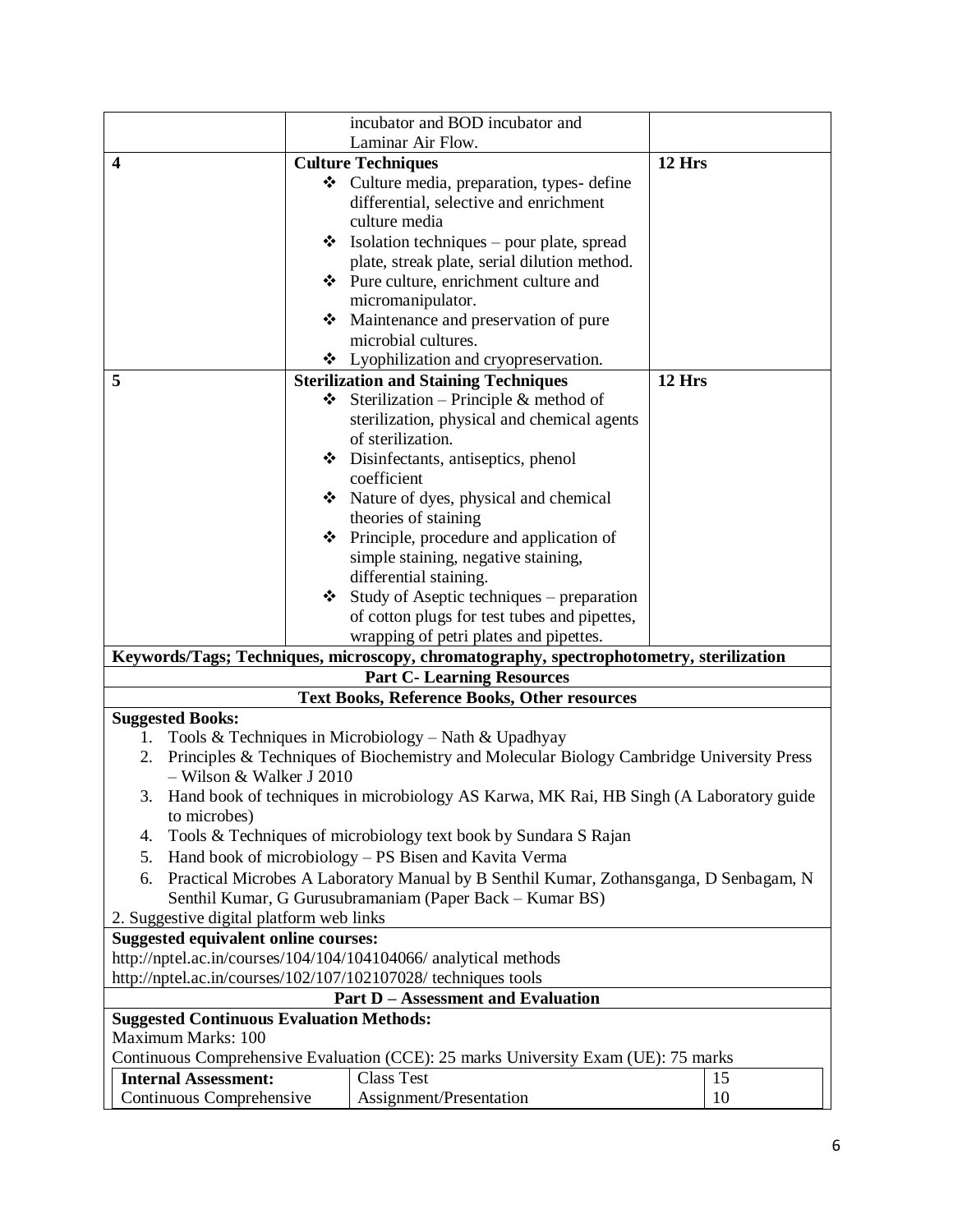| | | | |
|---|---|---|---|
| | incubator and BOD incubator and Laminar Air Flow. | | |
| **4** | **Culture Techniques**<br>❖ Culture media, preparation, types- define differential, selective and enrichment culture media<br>❖ Isolation techniques – pour plate, spread plate, streak plate, serial dilution method.<br>❖ Pure culture, enrichment culture and micromanipulator.<br>❖ Maintenance and preservation of pure microbial cultures.<br>❖ Lyophilization and cryopreservation. | **12 Hrs** | |
| **5** | **Sterilization and Staining Techniques**<br>❖ Sterilization – Principle & method of sterilization, physical and chemical agents of sterilization.<br>❖ Disinfectants, antiseptics, phenol coefficient<br>❖ Nature of dyes, physical and chemical theories of staining<br>❖ Principle, procedure and application of simple staining, negative staining, differential staining.<br>❖ Study of Aseptic techniques – preparation of cotton plugs for test tubes and pipettes, wrapping of petri plates and pipettes. | **12 Hrs** | |

**Keywords/Tags; Techniques, microscopy, chromatography, spectrophotometry, sterilization**

**Part C- Learning Resources**

**Text Books, Reference Books, Other resources**

**Suggested Books:**

1. Tools & Techniques in Microbiology – Nath & Upadhyay
2. Principles & Techniques of Biochemistry and Molecular Biology Cambridge University Press – Wilson & Walker J 2010
3. Hand book of techniques in microbiology AS Karwa, MK Rai, HB Singh (A Laboratory guide to microbes)
4. Tools & Techniques of microbiology text book by Sundara S Rajan
5. Hand book of microbiology – PS Bisen and Kavita Verma
6. Practical Microbes A Laboratory Manual by B Senthil Kumar, Zothansganga, D Senbagam, N Senthil Kumar, G Gurusubramaniam (Paper Back – Kumar BS)

2. Suggestive digital platform web links

**Suggested equivalent online courses:**

http://nptel.ac.in/courses/104/104/104104066/ analytical methods
http://nptel.ac.in/courses/102/107/102107028/ techniques tools

**Part D – Assessment and Evaluation**

**Suggested Continuous Evaluation Methods:**

Maximum Marks: 100
Continuous Comprehensive Evaluation (CCE): 25 marks University Exam (UE): 75 marks

| **Internal Assessment:** | Class Test | 15 |
|---|---|---|
| Continuous Comprehensive | Assignment/Presentation | 10 |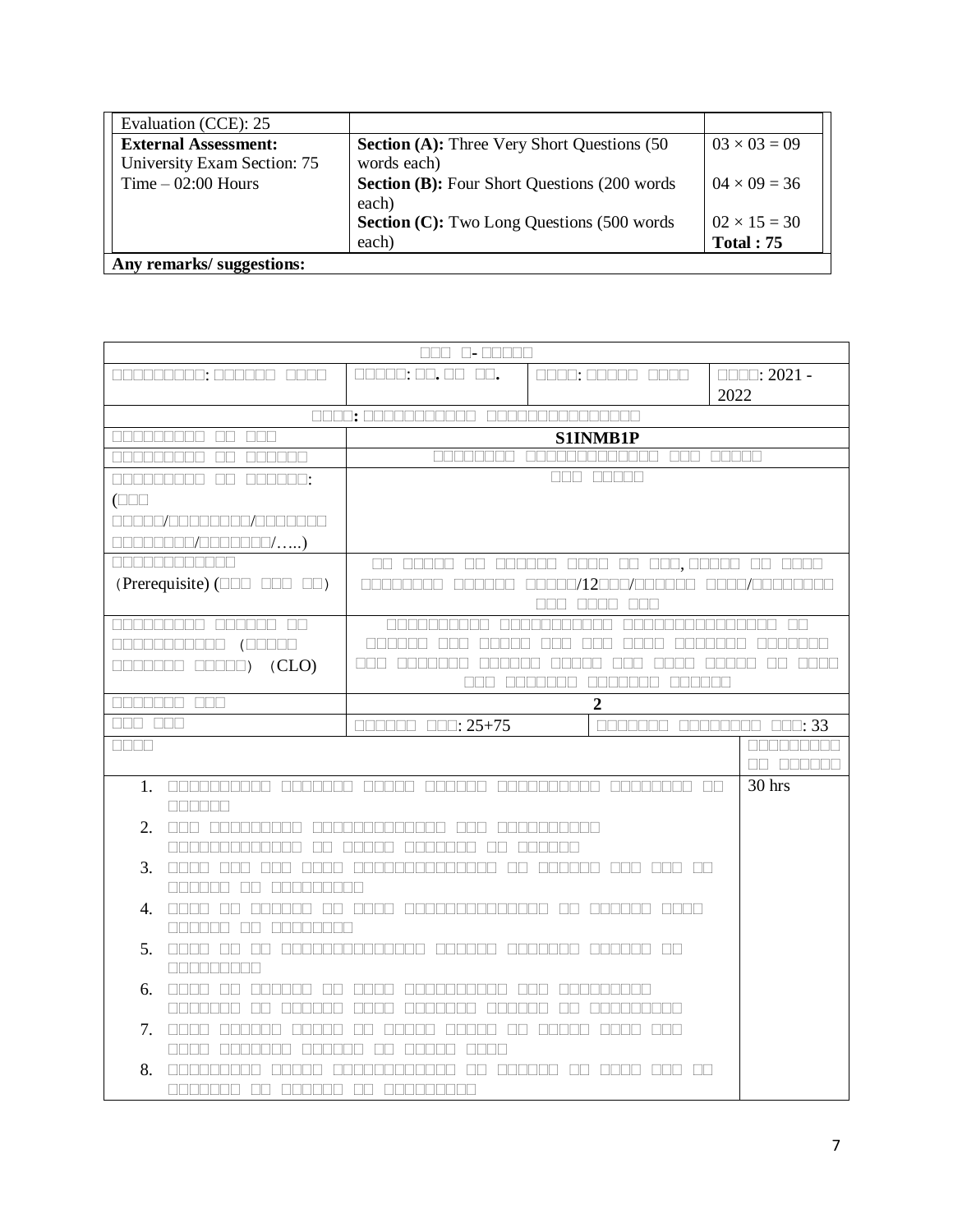| | | |
|---|---|---|
| Evaluation (CCE): 25 | | |
| **External Assessment:** University Exam Section: 75 Time – 02:00 Hours | **Section (A):** Three Very Short Questions (50 words each) | 03 × 03 = 09 |
| | **Section (B):** Four Short Questions (200 words each) | 04 × 09 = 36 |
| | **Section (C):** Two Long Questions (500 words each) | 02 × 15 = 30 **Total : 75** |
| **Any remarks/ suggestions:** | | |

| □□□ □- □□□□□ | | | | |
|---|---|---|---|---|
| □□□□□□□□□: □□□□□□ □□□□ | □□□□□: □□. □□ □□. | | □□□□: □□□□□ □□□□ | □□□□: 2021 - 2022 |
| □□□□: □□□□□□□□□□□ □□□□□□□□□□□□□□□ | | | | |
| □□□□□□□□□ □□ □□□ | **S1INMB1P** | | | |
| □□□□□□□□□ □□ □□□□□□ | □□□□□□□ □□□□□□□□□□□□□ □□□ □□□□□ | | | |
| □□□□□□□□□ □□ □□□□□□: (□□□ □□□□□/□□□□□□□□□/□□□□□□□ □□□□□□□□/□□□□□□□/…..) | □□□ □□□□□ | | | |
| □□□□□□□□□□□□ (Prerequisite) (□□□ □□□ □□) | □□ □□□□□ □□ □□□□□□ □□□□ □□ □□□, □□□□□ □□ □□□□ □□□□□□□□ □□□□□□ □□□□□/12□□□/□□□□□□ □□□□/□□□□□□□□ □□□ □□□□ □□□ | | | |
| □□□□□□□□□ □□□□□□ □□ □□□□□□□□□□□ (□□□□□ □□□□□□□ □□□□□) (CLO) | □□□□□□□□□□ □□□□□□□□□□□ □□□□□□□□□□□□□□□ □□ □□□□□□ □□□ □□□□□ □□□ □□□ □□□□ □□□□□□□ □□□□□□□ □□□ □□□□□□□ □□□□□□ □□□□□ □□□ □□□□ □□□□□ □□ □□□□ □□□ □□□□□□□ □□□□□□□ □□□□□□ | | | |
| □□□□□□□ □□□ | **2** | | | |
| □□□ □□□ | □□□□□□ □□□: 25+75 | | □□□□□□□ □□□□□□□□ □□□: 33 | |

| □□□□ | □□□□□□□□□□ □□ □□□□□□ |
|---|---|
| 1. □□□□□□□□□□ □□□□□□□ □□□□□ □□□□□□ □□□□□□□□□□ □□□□□□□□ □□ □□□□□□<br>2. □□□ □□□□□□□□□ □□□□□□□□□□□□□ □□□ □□□□□□□□□□ □□□□□□□□□□□□□ □□ □□□□□ □□□□□□□ □□ □□□□□□<br>3. □□□□ □□□ □□□ □□□□ □□□□□□□□□□□□□□ □□ □□□□□□ □□□ □□□ □□ □□□□□□ □□ □□□□□□□□□<br>4. □□□□ □□ □□□□□□ □□ □□□□ □□□□□□□□□□□□□□ □□ □□□□□□ □□□□ □□□□□□ □□ □□□□□□□□<br>5. □□□□ □□ □□ □□□□□□□□□□□□□□ □□□□□□ □□□□□□□ □□□□□□ □□ □□□□□□□□□<br>6. □□□□ □□ □□□□□□ □□ □□□□ □□□□□□□□□□ □□□ □□□□□□□□□ □□□□□□□ □□ □□□□□□ □□□□ □□□□□□□ □□□□□□ □□ □□□□□□□□□<br>7. □□□□ □□□□□□ □□□□□ □□ □□□□□ □□□□□ □□ □□□□□ □□□□ □□□ □□□□ □□□□□□□ □□□□□□ □□ □□□□□ □□□□<br>8. □□□□□□□□□ □□□□□ □□□□□□□□□□□□ □□ □□□□□□ □□ □□□□ □□□ □□ □□□□□□□ □□ □□□□□□ □□ □□□□□□□□□ | 30 hrs |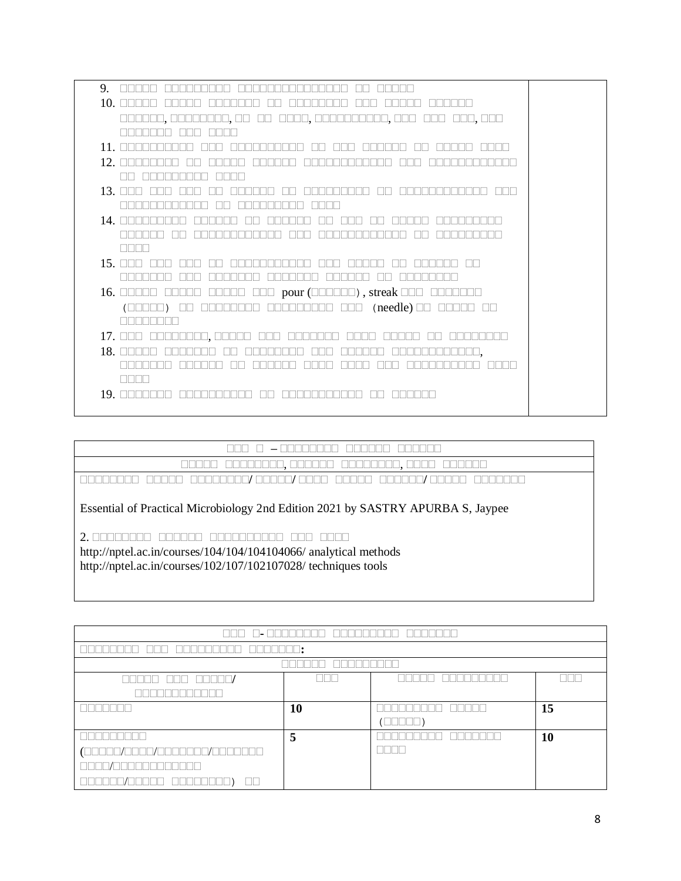9. □□□□□ □□□□□□□□□ □□□□□□□□□□□□□□□ □□ □□□□□
10. □□□□□ □□□□□ □□□□□□□ □□ □□□□□□□□ □□□ □□□□□ □□□□□□ □□□□□□, □□□□□□□□, □□ □□ □□□□, □□□□□□□□□□, □□□ □□□ □□□, □□□ □□□□□□□ □□□ □□□□
11. □□□□□□□□□□ □□□ □□□□□□□□□□ □□ □□□ □□□□□□ □□ □□□□□ □□□□
12. □□□□□□□□ □□ □□□□□ □□□□□□ □□□□□□□□□□□□ □□□ □□□□□□□□□□□□ □□ □□□□□□□□□ □□□□
13. □□□ □□□ □□□ □□ □□□□□□ □□ □□□□□□□□□ □□ □□□□□□□□□□□□ □□□ □□□□□□□□□□□□ □□ □□□□□□□□□ □□□□
14. □□□□□□□□□ □□□□□□ □□ □□□□□□ □□ □□□ □□ □□□□□ □□□□□□□□□ □□□□□□ □□ □□□□□□□□□□□□ □□□ □□□□□□□□□□□□ □□ □□□□□□□□□ □□□□
15. □□□ □□□ □□□ □□ □□□□□□□□□□□ □□□ □□□□□ □□ □□□□□□ □□ □□□□□□□ □□□ □□□□□□□ □□□□□□□ □□□□□□ □□ □□□□□□□□
16. □□□□□ □□□□□ □□□□□ □□□ pour (□□□□□□) , streak □□□ □□□□□□□ (□□□□□) □□ □□□□□□□□ □□□□□□□□□ □□□ (needle) □□ □□□□□ □□ □□□□□□□□
17. □□□ □□□□□□□□, □□□□□ □□□ □□□□□□□ □□□□ □□□□□ □□ □□□□□□□□
18. □□□□□ □□□□□□□ □□ □□□□□□□□ □□□ □□□□□□ □□□□□□□□□□□□, □□□□□□□ □□□□□□ □□ □□□□□□ □□□□ □□□□ □□□ □□□□□□□□□□ □□□□ □□□□
19. □□□□□□□ □□□□□□□□□□ □□ □□□□□□□□□□□ □□ □□□□□□

| □□□ □ – □□□□□□□□ □□□□□□ □□□□□□ |
|---|
| □□□□□ □□□□□□□□, □□□□□□ □□□□□□□□, □□□□ □□□□□□ |
| □□□□□□□□ □□□□□ □□□□□□□□□/ □□□□□/ □□□□ □□□□□ □□□□□□/ □□□□□ □□□□□□□<br><br>Essential of Practical Microbiology 2nd Edition 2021 by SASTRY APURBA S, Jaypee<br><br>2. □□□□□□□□ □□□□□□ □□□□□□□□□□ □□□ □□□□<br>http://nptel.ac.in/courses/104/104/104104066/ analytical methods<br>http://nptel.ac.in/courses/102/107/102107028/ techniques tools |

| □□□ □- □□□□□□□□ □□□□□□□□□ □□□□□□□ | | | |
|---|---|---|---|
| □□□□□□□□ □□□ □□□□□□□□□ □□□□□□□: | | | |
| □□□□□□ □□□□□□□□□ | | | |
| □□□□□ □□□ □□□□□/ □□□□□□□□□□□□ | □□□ | □□□□□ □□□□□□□□□ | □□□ |
| □□□□□□□ | **10** | □□□□□□□□□ □□□□□ (□□□□□) | **15** |
| □□□□□□□□□ (□□□□□/□□□□/□□□□□□□/□□□□□□□ □□□□/□□□□□□□□□□□□ □□□□□□/□□□□□ □□□□□□□□) □□ | **5** | □□□□□□□□□ □□□□□□□ □□□□ | **10** |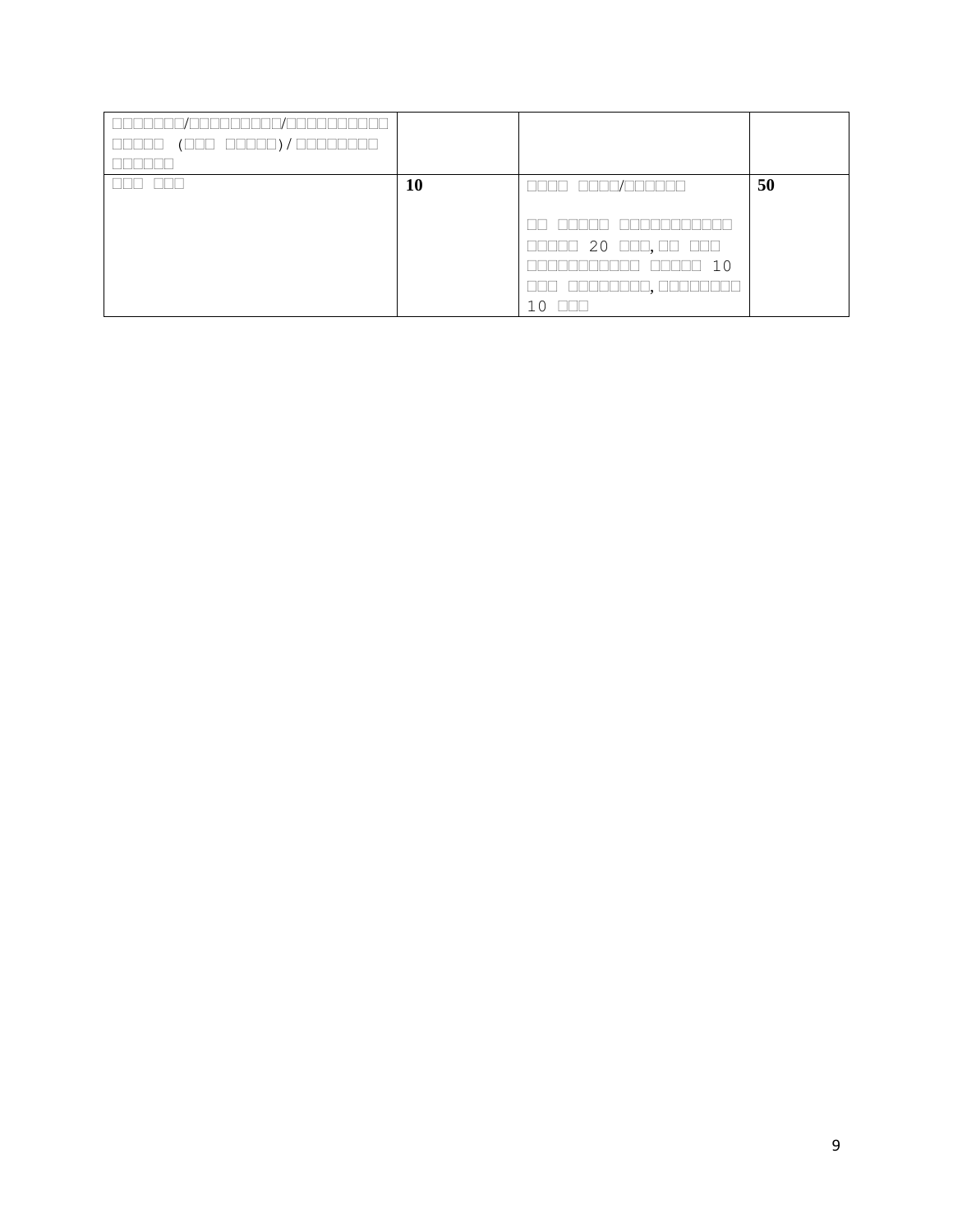| □□□□□□□/□□□□□□□□□/□□□□□□□□□□ □□□□□ (□□□ □□□□□)/□□□□□□□□ □□□□□□ | | | |
|---|---|---|---|
| □□□ □□□ | **10** | □□□□ □□□□/□□□□□□ <br><br> □□ □□□□□ □□□□□□□□□□□ □□□□□ 20 □□□, □□ □□□ □□□□□□□□□□□ □□□□□ 10 □□□ □□□□□□□□, □□□□□□□□ 10 □□□ | **50** |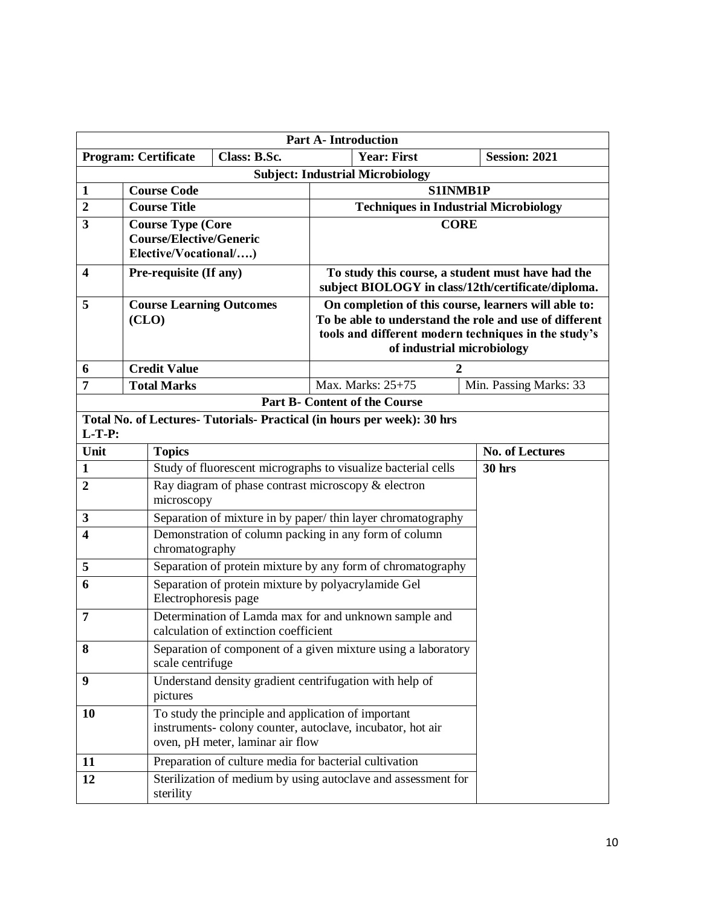| Part A- Introduction | | | | | |
|---|---|---|---|---|---|
| **Program: Certificate** | **Class: B.Sc.** | | **Year: First** | | **Session: 2021** |
| **Subject: Industrial Microbiology** | | | | | |
| **1** | **Course Code** | | **S1INMB1P** | | |
| **2** | **Course Title** | | **Techniques in Industrial Microbiology** | | |
| **3** | **Course Type (Core Course/Elective/Generic Elective/Vocational/….)** | | **CORE** | | |
| **4** | **Pre-requisite (If any)** | | **To study this course, a student must have had the subject BIOLOGY in class/12th/certificate/diploma.** | | |
| **5** | **Course Learning Outcomes (CLO)** | | **On completion of this course, learners will able to: To be able to understand the role and use of different tools and different modern techniques in the study's of industrial microbiology** | | |
| **6** | **Credit Value** | | **2** | | |
| **7** | **Total Marks** | | Max. Marks: 25+75 | | Min. Passing Marks: 33 |

**Part B- Content of the Course**

**Total No. of Lectures- Tutorials- Practical (in hours per week): 30 hrs**
**L-T-P:**

| Unit | Topics | No. of Lectures |
|---|---|---|
| **1** | Study of fluorescent micrographs to visualize bacterial cells | **30 hrs** |
| **2** | Ray diagram of phase contrast microscopy & electron microscopy | |
| **3** | Separation of mixture in by paper/ thin layer chromatography | |
| **4** | Demonstration of column packing in any form of column chromatography | |
| **5** | Separation of protein mixture by any form of chromatography | |
| **6** | Separation of protein mixture by polyacrylamide Gel Electrophoresis page | |
| **7** | Determination of Lamda max for and unknown sample and calculation of extinction coefficient | |
| **8** | Separation of component of a given mixture using a laboratory scale centrifuge | |
| **9** | Understand density gradient centrifugation with help of pictures | |
| **10** | To study the principle and application of important instruments- colony counter, autoclave, incubator, hot air oven, pH meter, laminar air flow | |
| **11** | Preparation of culture media for bacterial cultivation | |
| **12** | Sterilization of medium by using autoclave and assessment for sterility | |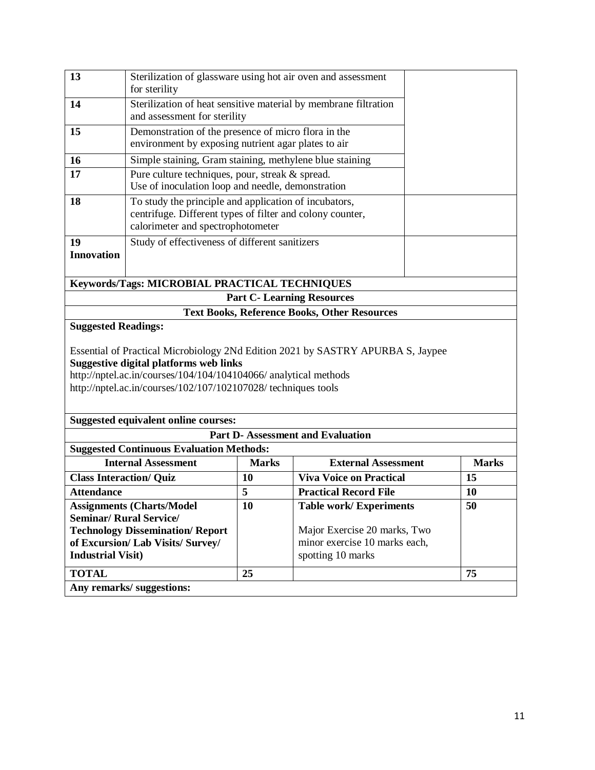| | | |
|---|---|---|
| **13** | Sterilization of glassware using hot air oven and assessment for sterility | |
| **14** | Sterilization of heat sensitive material by membrane filtration and assessment for sterility | |
| **15** | Demonstration of the presence of micro flora in the environment by exposing nutrient agar plates to air | |
| **16** | Simple staining, Gram staining, methylene blue staining | |
| **17** | Pure culture techniques, pour, streak & spread. Use of inoculation loop and needle, demonstration | |
| **18** | To study the principle and application of incubators, centrifuge. Different types of filter and colony counter, calorimeter and spectrophotometer | |
| **19 Innovation** | Study of effectiveness of different sanitizers | |

**Keywords/Tags: MICROBIAL PRACTICAL TECHNIQUES**

## Part C- Learning Resources

### Text Books, Reference Books, Other Resources

**Suggested Readings:**

Essential of Practical Microbiology 2Nd Edition 2021 by SASTRY APURBA S, Jaypee

**Suggestive digital platforms web links**

http://nptel.ac.in/courses/104/104/104104066/ analytical methods

http://nptel.ac.in/courses/102/107/102107028/ techniques tools

**Suggested equivalent online courses:**

## Part D- Assessment and Evaluation

**Suggested Continuous Evaluation Methods:**

| Internal Assessment | Marks | External Assessment | Marks |
|---|---|---|---|
| **Class Interaction/ Quiz** | **10** | **Viva Voice on Practical** | **15** |
| **Attendance** | **5** | **Practical Record File** | **10** |
| **Assignments (Charts/Model Seminar/ Rural Service/ Technology Dissemination/ Report of Excursion/ Lab Visits/ Survey/ Industrial Visit)** | **10** | **Table work/ Experiments** Major Exercise 20 marks, Two minor exercise 10 marks each, spotting 10 marks | **50** |
| **TOTAL** | **25** | | **75** |

**Any remarks/ suggestions:**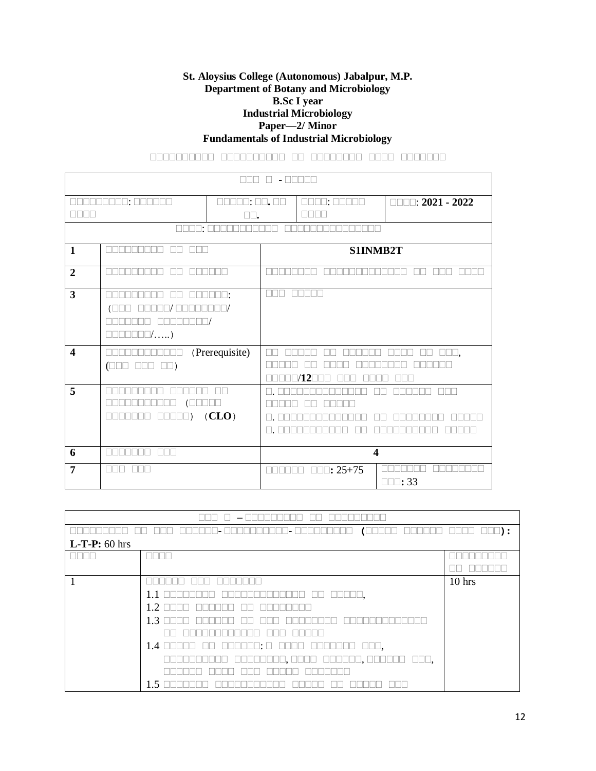**St. Aloysius College (Autonomous) Jabalpur, M.P.**
**Department of Botany and Microbiology**
**B.Sc I year**
**Industrial Microbiology**
**Paper—2/ Minor**
**Fundamentals of Industrial Microbiology**

□□□□□□□□□□ □□□□□□□□□□ □□ □□□□□□□□ □□□□ □□□□□□□

| □□□ □ - □□□□□ | | | |
|---|---|---|---|
| □□□□□□□□□: □□□□□□ □□□□ | □□□□□: □□. □□ □□. | □□□□: □□□□□ □□□□ | □□□□: **2021 - 2022** |
| □□□□: □□□□□□□□□□□ □□□□□□□□□□□□□□□ | | | |

| | | | |
|---|---|---|---|
| **1** | □□□□□□□□□ □□ □□□ | **S1INMB2T** | |
| **2** | □□□□□□□□□ □□ □□□□□□ | □□□□□□□□ □□□□□□□□□□□□□ □□ □□□ □□□□ | |
| **3** | □□□□□□□□□ □□ □□□□□□: (□□□ □□□□□/ □□□□□□□□□/ □□□□□□□ □□□□□□□□□/ □□□□□□□/…..) | □□□ □□□□□ | |
| **4** | □□□□□□□□□□□□ (Prerequisite) (□□□ □□□ □□) | □□ □□□□□ □□ □□□□□□ □□□□ □□ □□□, □□□□□ □□ □□□□ □□□□□□□□ □□□□□□ □□□□□/**12**□□□ □□□ □□□□ □□□ | |
| **5** | □□□□□□□□□ □□□□□□ □□ □□□□□□□□□□□ (□□□□□ □□□□□□□ □□□□□) (**CLO**) | □. □□□□□□□□□□□□□□□ □□ □□□□□□ □□□ □□□□□ □□ □□□□□ <br> □. □□□□□□□□□□□□□□□ □□ □□□□□□□□ □□□□□ <br> □. □□□□□□□□□□□□ □□ □□□□□□□□□□ □□□□□ | |
| **6** | □□□□□□□ □□□ | **4** | |
| **7** | □□□ □□□ | □□□□□□ □□□**:** 25+75 | □□□□□□□ □□□□□□□□ □□□**:** 33 |

| □□□ □ – □□□□□□□□□ □□ □□□□□□□□□ | | |
|---|---|---|
| □□□□□□□□□ □□ □□□ □□□□□□- □□□□□□□□□□- □□□□□□□□□ **(**□□□□□ □□□□□□ □□□□ □□□**) :** **L-T-P:** 60 hrs | | |
| □□□□ | □□□□ | □□□□□□□□□ □□ □□□□□□ |
| 1 | □□□□□□ □□□ □□□□□□□ <br> 1.1 □□□□□□□□ □□□□□□□□□□□□□ □□ □□□□□, <br> 1.2 □□□□ □□□□□□ □□ □□□□□□□□ <br> 1.3 □□□□ □□□□□□ □□ □□□ □□□□□□□□ □□□□□□□□□□□□□ □□ □□□□□□□□□□□□ □□□ □□□□□ <br> 1.4 □□□□□ □□ □□□□□□: □ □□□□ □□□□□□□ □□□, □□□□□□□□□□ □□□□□□□□□, □□□□ □□□□□□, □□□□□□ □□□, □□□□□□ □□□□ □□□ □□□□□ □□□□□□□ <br> 1.5 □□□□□□□ □□□□□□□□□□□ □□□□□ □□ □□□□□ □□□ | 10 hrs |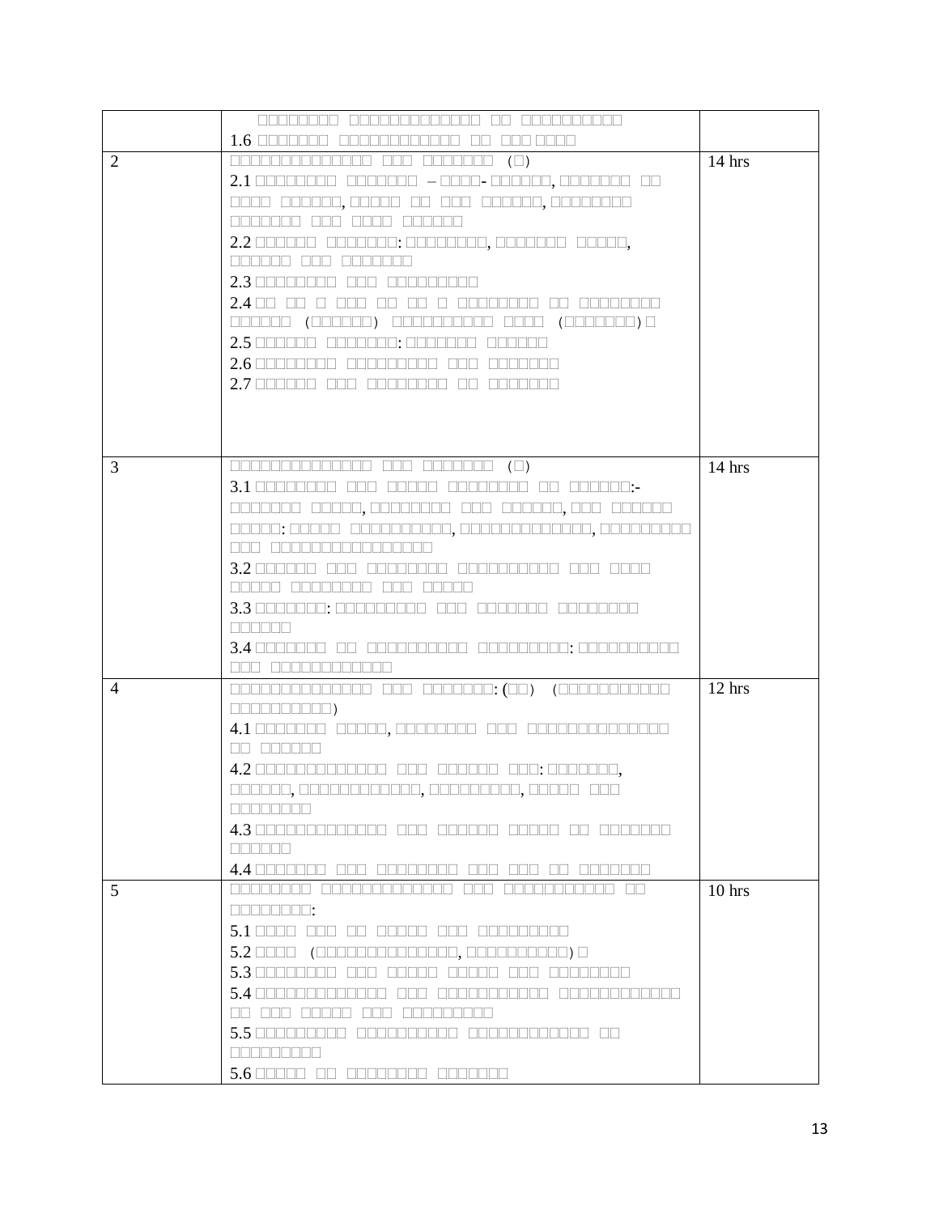| | | |
|---|---|---|
| | □□□□□□□□□ □□□□□□□□□□□□□□ □□ □□□□□□□□□□□<br>1.6 □□□□□□□ □□□□□□□□□□□□ □□ □□□ □□□□ | |
| 2 | □□□□□□□□□□□□□□□ □□□ □□□□□□□ (□)<br>2.1 □□□□□□□□□ □□□□□□□□ – □□□□- □□□□□□, □□□□□□□□ □□ □□□□ □□□□□□, □□□□□ □□ □□□ □□□□□□, □□□□□□□□□ □□□□□□□ □□□ □□□□ □□□□□□<br>2.2 □□□□□□ □□□□□□□: □□□□□□□□□, □□□□□□□□ □□□□□, □□□□□□ □□□ □□□□□□□□<br>2.3 □□□□□□□□□ □□□ □□□□□□□□□□<br>2.4 □□ □□ □ □□□ □□ □□ □ □□□□□□□□□ □□ □□□□□□□□□ □□□□□□ (□□□□□□□) □□□□□□□□□□□ □□□□ (□□□□□□□□□) □<br>2.5 □□□□□□ □□□□□□□: □□□□□□□□ □□□□□□<br>2.6 □□□□□□□□□ □□□□□□□□□□ □□□ □□□□□□□□<br>2.7 □□□□□□ □□□ □□□□□□□□□ □□ □□□□□□□□ | 14 hrs |
| 3 | □□□□□□□□□□□□□□□ □□□ □□□□□□□ (□)<br>3.1 □□□□□□□□□ □□□ □□□□□ □□□□□□□□□ □□ □□□□□□□:- □□□□□□□□ □□□□□, □□□□□□□□□ □□□ □□□□□□□, □□□ □□□□□□ □□□□□: □□□□□ □□□□□□□□□□□□, □□□□□□□□□□□□□□, □□□□□□□□□□ □□□ □□□□□□□□□□□□□□□□□<br>3.2 □□□□□□ □□□ □□□□□□□□□ □□□□□□□□□□□ □□□ □□□□ □□□□□ □□□□□□□□□ □□□ □□□□□□<br>3.3 □□□□□□□□: □□□□□□□□□□ □□□ □□□□□□□□ □□□□□□□□□ □□□□□□<br>3.4 □□□□□□□□ □□ □□□□□□□□□□□ □□□□□□□□□□: □□□□□□□□□□□ □□□ □□□□□□□□□□□□□ | 14 hrs |
| 4 | □□□□□□□□□□□□□□□ □□□ □□□□□□□: (□□) (□□□□□□□□□□□□ □□□□□□□□□□□)<br>4.1 □□□□□□□□ □□□□□□, □□□□□□□□□ □□□ □□□□□□□□□□□□□□□ □□ □□□□□□<br>4.2 □□□□□□□□□□□□□□ □□□ □□□□□□□ □□□: □□□□□□□□, □□□□□□, □□□□□□□□□□□□□, □□□□□□□□□□, □□□□□□ □□□ □□□□□□□□□<br>4.3 □□□□□□□□□□□□□□ □□□ □□□□□□□ □□□□□□ □□ □□□□□□□□ □□□□□□<br>4.4 □□□□□□□□ □□□ □□□□□□□□□ □□□ □□□ □□ □□□□□□□□ | 12 hrs |
| 5 | □□□□□□□□ □□□□□□□□□□□□□□ □□□ □□□□□□□□□□□□ □□ □□□□□□□□□:<br>5.1 □□□□ □□□ □□ □□□□□ □□□ □□□□□□□□□□<br>5.2 □□□□ (□□□□□□□□□□□□□□□, □□□□□□□□□□□□) □<br>5.3 □□□□□□□□□ □□□ □□□□□ □□□□□□ □□□ □□□□□□□□□<br>5.4 □□□□□□□□□□□□□□ □□□ □□□□□□□□□□□□ □□□□□□□□□□□□□ □□ □□□ □□□□□□ □□□ □□□□□□□□□□<br>5.5 □□□□□□□□□□ □□□□□□□□□□□ □□□□□□□□□□□□□ □□ □□□□□□□□□□<br>5.6 □□□□□ □□ □□□□□□□□□ □□□□□□□□ | 10 hrs |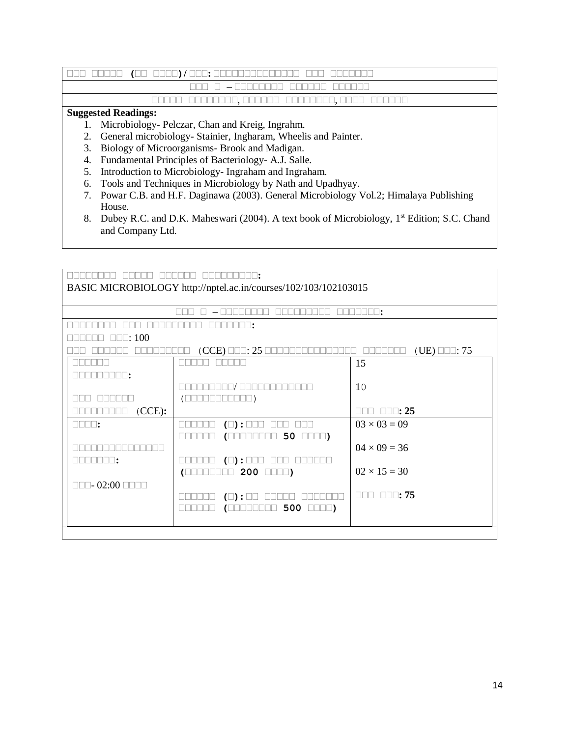**Suggested Readings:**

1. Microbiology- Pelczar, Chan and Kreig, Ingrahm.
2. General microbiology- Stainier, Ingharam, Wheelis and Painter.
3. Biology of Microorganisms- Brook and Madigan.
4. Fundamental Principles of Bacteriology- A.J. Salle.
5. Introduction to Microbiology- Ingraham and Ingraham.
6. Tools and Techniques in Microbiology by Nath and Upadhyay.
7. Powar C.B. and H.F. Daginawa (2003). General Microbiology Vol.2; Himalaya Publishing House.
8. Dubey R.C. and D.K. Maheswari (2004). A text book of Microbiology, 1st Edition; S.C. Chand and Company Ltd.

BASIC MICROBIOLOGY http://nptel.ac.in/courses/102/103/102103015

: 100

(CCE) : 25 (UE) : 75

| | | |
|---|---|---|
| (CCE): | | 15 |
| | / () | 10 |
| | | : 25 |
| : | () : (50) | $03 \times 03 = 09$ |
| : | () : (200) | $04 \times 09 = 36$ |
| - 02:00 | () : (500) | $02 \times 15 = 30$ |
| | | : 75 |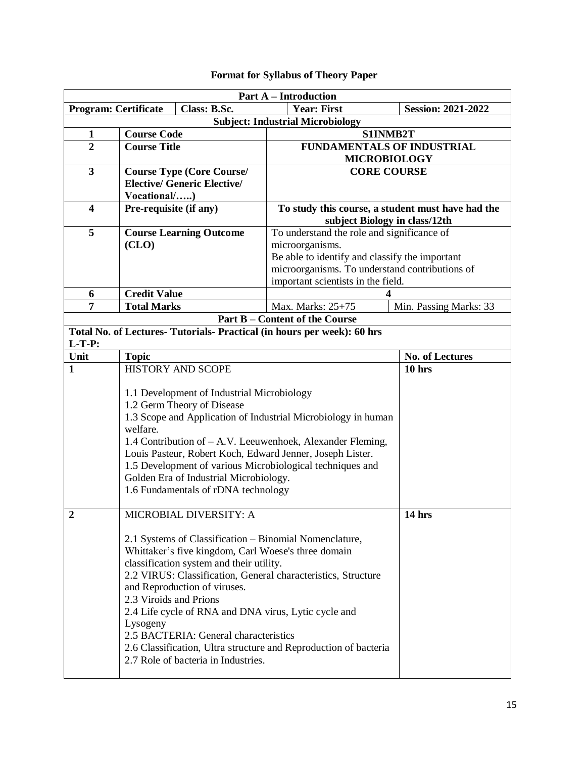# Format for Syllabus of Theory Paper

| **Part A – Introduction** | | | |
|---|---|---|---|
| **Program: Certificate** | **Class: B.Sc.** | **Year: First** | **Session: 2021-2022** |
| **Subject: Industrial Microbiology** | | | |
| **1** | **Course Code** | **S1INMB2T** | |
| **2** | **Course Title** | **FUNDAMENTALS OF INDUSTRIAL MICROBIOLOGY** | |
| **3** | **Course Type (Core Course/ Elective/ Generic Elective/ Vocational/…..)** | **CORE COURSE** | |
| **4** | **Pre-requisite (if any)** | **To study this course, a student must have had the subject Biology in class/12th** | |
| **5** | **Course Learning Outcome (CLO)** | To understand the role and significance of microorganisms.<br>Be able to identify and classify the important microorganisms. To understand contributions of important scientists in the field. | |
| **6** | **Credit Value** | **4** | |
| **7** | **Total Marks** | Max. Marks: 25+75 | Min. Passing Marks: 33 |

**Part B – Content of the Course**

**Total No. of Lectures- Tutorials- Practical (in hours per week): 60 hrs**
**L-T-P:**

| Unit | Topic | No. of Lectures |
|---|---|---|
| **1** | HISTORY AND SCOPE<br><br>1.1 Development of Industrial Microbiology<br>1.2 Germ Theory of Disease<br>1.3 Scope and Application of Industrial Microbiology in human welfare.<br>1.4 Contribution of – A.V. Leeuwenhoek, Alexander Fleming, Louis Pasteur, Robert Koch, Edward Jenner, Joseph Lister.<br>1.5 Development of various Microbiological techniques and Golden Era of Industrial Microbiology.<br>1.6 Fundamentals of rDNA technology | **10 hrs** |
| **2** | MICROBIAL DIVERSITY: A<br><br>2.1 Systems of Classification – Binomial Nomenclature, Whittaker's five kingdom, Carl Woese's three domain classification system and their utility.<br>2.2 VIRUS: Classification, General characteristics, Structure and Reproduction of viruses.<br>2.3 Viroids and Prions<br>2.4 Life cycle of RNA and DNA virus, Lytic cycle and Lysogeny<br>2.5 BACTERIA: General characteristics<br>2.6 Classification, Ultra structure and Reproduction of bacteria<br>2.7 Role of bacteria in Industries. | **14 hrs** |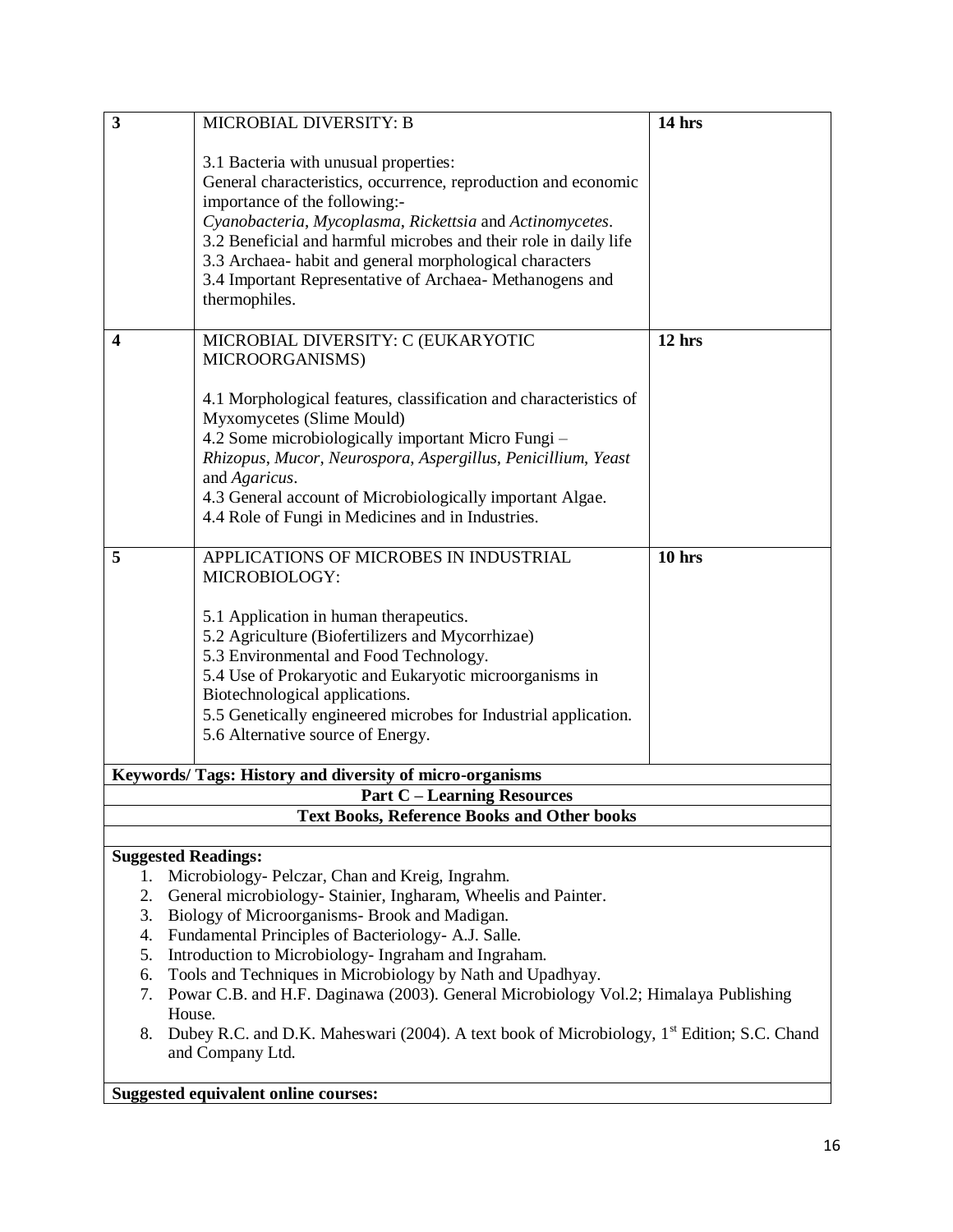| | | |
|---|---|---|
| **3** | MICROBIAL DIVERSITY: B<br><br>3.1 Bacteria with unusual properties:<br>General characteristics, occurrence, reproduction and economic importance of the following:-<br>*Cyanobacteria*, *Mycoplasma*, *Rickettsia* and *Actinomycetes*.<br>3.2 Beneficial and harmful microbes and their role in daily life<br>3.3 Archaea- habit and general morphological characters<br>3.4 Important Representative of Archaea- Methanogens and thermophiles. | **14 hrs** |
| **4** | MICROBIAL DIVERSITY: C (EUKARYOTIC MICROORGANISMS)<br><br>4.1 Morphological features, classification and characteristics of Myxomycetes (Slime Mould)<br>4.2 Some microbiologically important Micro Fungi – *Rhizopus*, *Mucor*, *Neurospora*, *Aspergillus*, *Penicillium*, *Yeast* and *Agaricus*.<br>4.3 General account of Microbiologically important Algae.<br>4.4 Role of Fungi in Medicines and in Industries. | **12 hrs** |
| **5** | APPLICATIONS OF MICROBES IN INDUSTRIAL MICROBIOLOGY:<br><br>5.1 Application in human therapeutics.<br>5.2 Agriculture (Biofertilizers and Mycorrhizae)<br>5.3 Environmental and Food Technology.<br>5.4 Use of Prokaryotic and Eukaryotic microorganisms in Biotechnological applications.<br>5.5 Genetically engineered microbes for Industrial application.<br>5.6 Alternative source of Energy. | **10 hrs** |

**Keywords/ Tags: History and diversity of micro-organisms**

**Part C – Learning Resources**

**Text Books, Reference Books and Other books**

**Suggested Readings:**

1. Microbiology- Pelczar, Chan and Kreig, Ingrahm.
2. General microbiology- Stainier, Ingharam, Wheelis and Painter.
3. Biology of Microorganisms- Brook and Madigan.
4. Fundamental Principles of Bacteriology- A.J. Salle.
5. Introduction to Microbiology- Ingraham and Ingraham.
6. Tools and Techniques in Microbiology by Nath and Upadhyay.
7. Powar C.B. and H.F. Daginawa (2003). General Microbiology Vol.2; Himalaya Publishing House.
8. Dubey R.C. and D.K. Maheswari (2004). A text book of Microbiology, 1st Edition; S.C. Chand and Company Ltd.

**Suggested equivalent online courses:**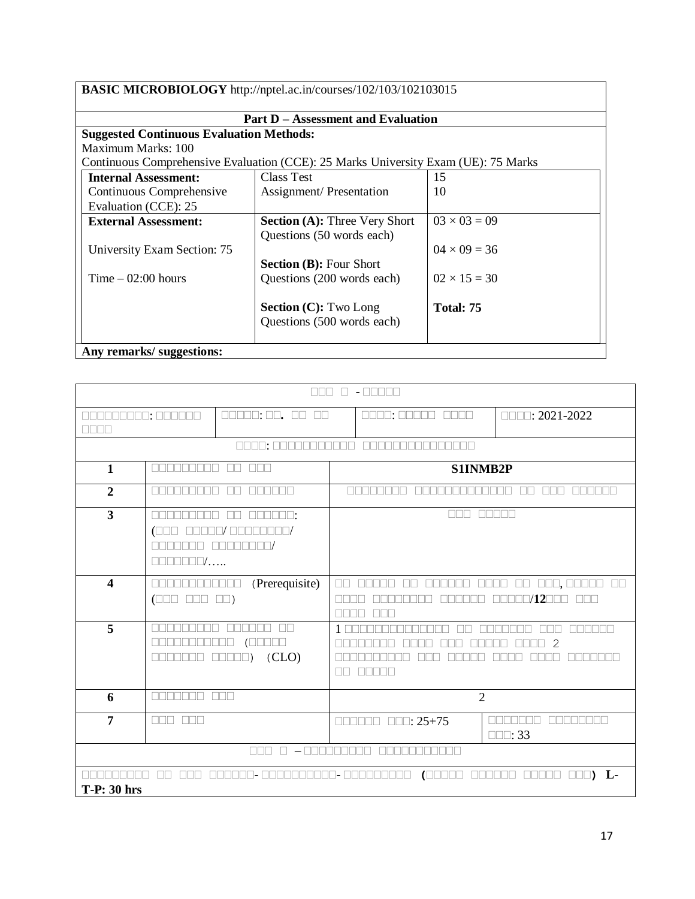| **BASIC MICROBIOLOGY** http://nptel.ac.in/courses/102/103/102103015 | | |
|---|---|---|
| **Part D – Assessment and Evaluation** | | |
| **Suggested Continuous Evaluation Methods:**<br>Maximum Marks: 100<br>Continuous Comprehensive Evaluation (CCE): 25 Marks University Exam (UE): 75 Marks | | |
| **Internal Assessment:**<br>Continuous Comprehensive Evaluation (CCE): 25 | Class Test<br>Assignment/ Presentation | 15<br>10 |
| **External Assessment:**<br><br>University Exam Section: 75<br><br>Time – 02:00 hours | **Section (A):** Three Very Short Questions (50 words each)<br><br>**Section (B):** Four Short Questions (200 words each)<br><br>**Section (C):** Two Long Questions (500 words each) | 03 × 03 = 09<br><br>04 × 09 = 36<br><br>02 × 15 = 30<br><br>**Total: 75** |
| **Any remarks/ suggestions:** | | |

| □□□ □ - □□□□□ | | | |
|---|---|---|---|
| □□□□□□□□□: □□□□□□ □□□□ | □□□□□: □□. □□ □□ | □□□□: □□□□□ □□□□ | □□□□: 2021-2022 |
| □□□□: □□□□□□□□□□□ □□□□□□□□□□□□□□□ | | | |

| | | | |
|---|---|---|---|
| **1** | □□□□□□□□□ □□ □□□ | **S1INMB2P** | |
| **2** | □□□□□□□□□ □□ □□□□□□ | □□□□□□□□ □□□□□□□□□□□□□ □□ □□□ □□□□□□ | |
| **3** | □□□□□□□□□ □□ □□□□□□:<br>(□□□ □□□□□/ □□□□□□□□□/ □□□□□□□ □□□□□□□□□/ □□□□□□□/….. | □□□ □□□□□ | |
| **4** | □□□□□□□□□□□□ (Prerequisite)<br>(□□□ □□□ □□) | □□ □□□□□ □□ □□□□□□ □□□□ □□ □□□, □□□□□ □□ □□□□ □□□□□□□□□ □□□□□□ □□□□□/**12**□□□ □□□ □□□□ □□□ | |
| **5** | □□□□□□□□□ □□□□□□ □□ □□□□□□□□□□□□ (□□□□□ □□□□□□□ □□□□□) (CLO) | 1 □□□□□□□□□□□□□□□ □□ □□□□□□□ □□□ □□□□□□ □□□□□□□□ □□□□ □□□ □□□□□ □□□□ 2 □□□□□□□□□□ □□□ □□□□□ □□□□ □□□□ □□□□□□□ □□ □□□□□ | |
| **6** | □□□□□□□ □□□ | 2 | |
| **7** | □□□ □□□ | □□□□□□ □□□: 25+75 | □□□□□□□ □□□□□□□□ □□□: 33 |
| □□□ □ – □□□□□□□□□ □□□□□□□□□□□ | | | |
| □□□□□□□□□ □□ □□□ □□□□□□- □□□□□□□□□□- □□□□□□□□□ **(**□□□□□ □□□□□□ □□□□□ □□□**) L-T-P: 30 hrs** | | | |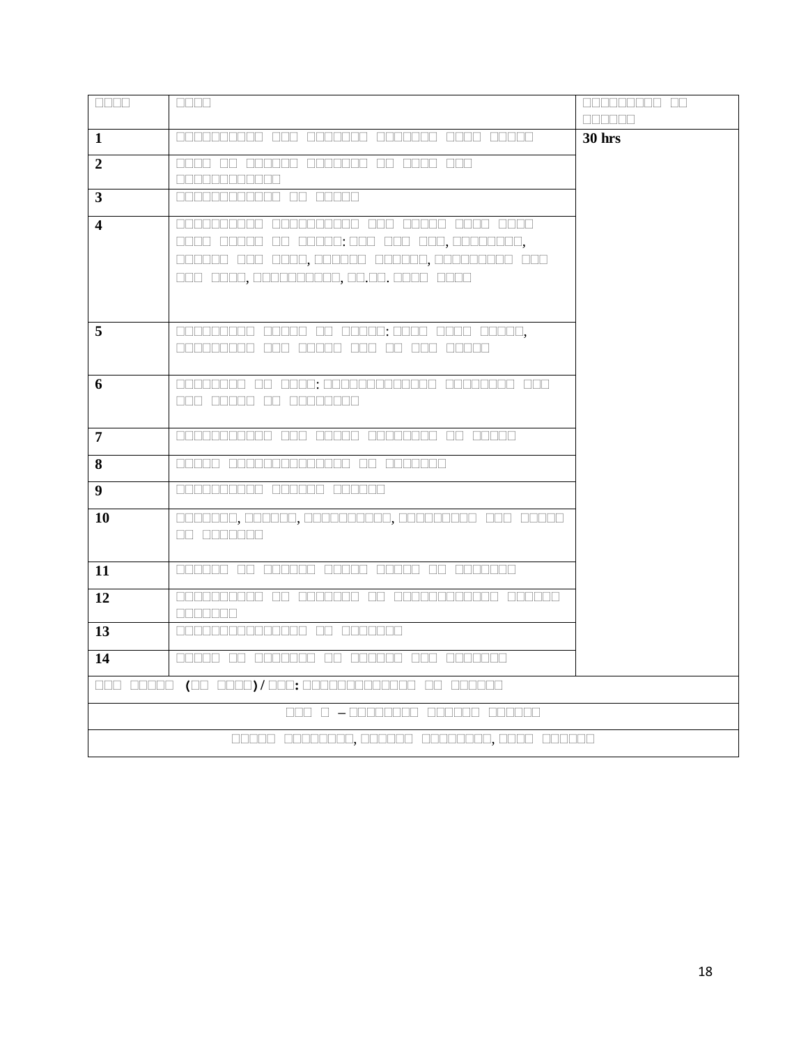| | | |
|---|---|---|
| 1 | | 30 hrs |
| 2 | | |
| 3 | | |
| 4 | | |
| 5 | | |
| 6 | | |
| 7 | | |
| 8 | | |
| 9 | | |
| 10 | | |
| 11 | | |
| 12 | | |
| 13 | | |
| 14 | | |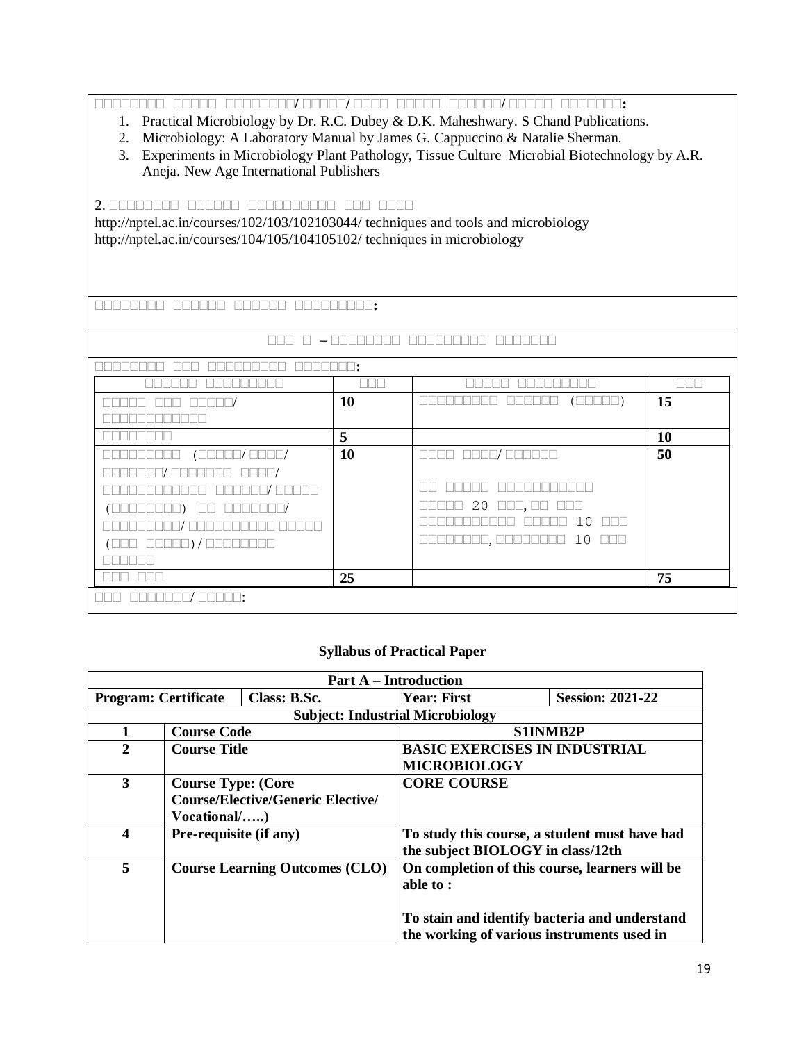□□□□□□□□ □□□□□ □□□□□□□□/ □□□□□/ □□□□ □□□□□ □□□□□□/ □□□□□ □□□□□□□:

1. Practical Microbiology by Dr. R.C. Dubey & D.K. Maheshwary. S Chand Publications.
2. Microbiology: A Laboratory Manual by James G. Cappuccino & Natalie Sherman.
3. Experiments in Microbiology Plant Pathology, Tissue Culture Microbial Biotechnology by A.R. Aneja. New Age International Publishers

2. □□□□□□□□ □□□□□□ □□□□□□□□□□ □□□ □□□□

http://nptel.ac.in/courses/102/103/102103044/ techniques and tools and microbiology
http://nptel.ac.in/courses/104/105/104105102/ techniques in microbiology

□□□□□□□□ □□□□□□ □□□□□□ □□□□□□□□□:

□□□ □ – □□□□□□□□ □□□□□□□□□ □□□□□□□

□□□□□□□□ □□□ □□□□□□□□□ □□□□□□□:

| □□□□□□ □□□□□□□□□ | □□□ | □□□□□ □□□□□□□□□ | □□□ |
|---|---|---|---|
| □□□□□ □□□ □□□□□/ □□□□□□□□□□□□ | **10** | □□□□□□□□□ □□□□□□ (□□□□□) | **15** |
| □□□□□□□□ | **5** | | **10** |
| □□□□□□□□□ (□□□□□/ □□□□/ □□□□□□□/ □□□□□□□ □□□□/ □□□□□□□□□□□□ □□□□□□/ □□□□□ (□□□□□□□□□) □□ □□□□□□□/ □□□□□□□□□/ □□□□□□□□□□ □□□□□ (□□□ □□□□□) / □□□□□□□□ □□□□□□ | **10** | □□□□ □□□□/ □□□□□□<br><br>□□ □□□□□ □□□□□□□□□□□ □□□□□ 20 □□□, □□ □□□ □□□□□□□□□□□ □□□□□ 10 □□□ □□□□□□□□, □□□□□□□□ 10 □□□ | **50** |
| □□□ □□□ | **25** | | **75** |

□□□ □□□□□□□/ □□□□□:

## Syllabus of Practical Paper

| **Part A – Introduction** | | | |
|---|---|---|---|
| **Program: Certificate** | **Class: B.Sc.** | **Year: First** | **Session: 2021-22** |
| **Subject: Industrial Microbiology** | | | |
| **1** | **Course Code** | **S1INMB2P** | |
| **2** | **Course Title** | **BASIC EXERCISES IN INDUSTRIAL MICROBIOLOGY** | |
| **3** | **Course Type: (Core Course/Elective/Generic Elective/ Vocational/…..)** | **CORE COURSE** | |
| **4** | **Pre-requisite (if any)** | **To study this course, a student must have had the subject BIOLOGY in class/12th** | |
| **5** | **Course Learning Outcomes (CLO)** | **On completion of this course, learners will be able to :**<br><br>**To stain and identify bacteria and understand the working of various instruments used in** | |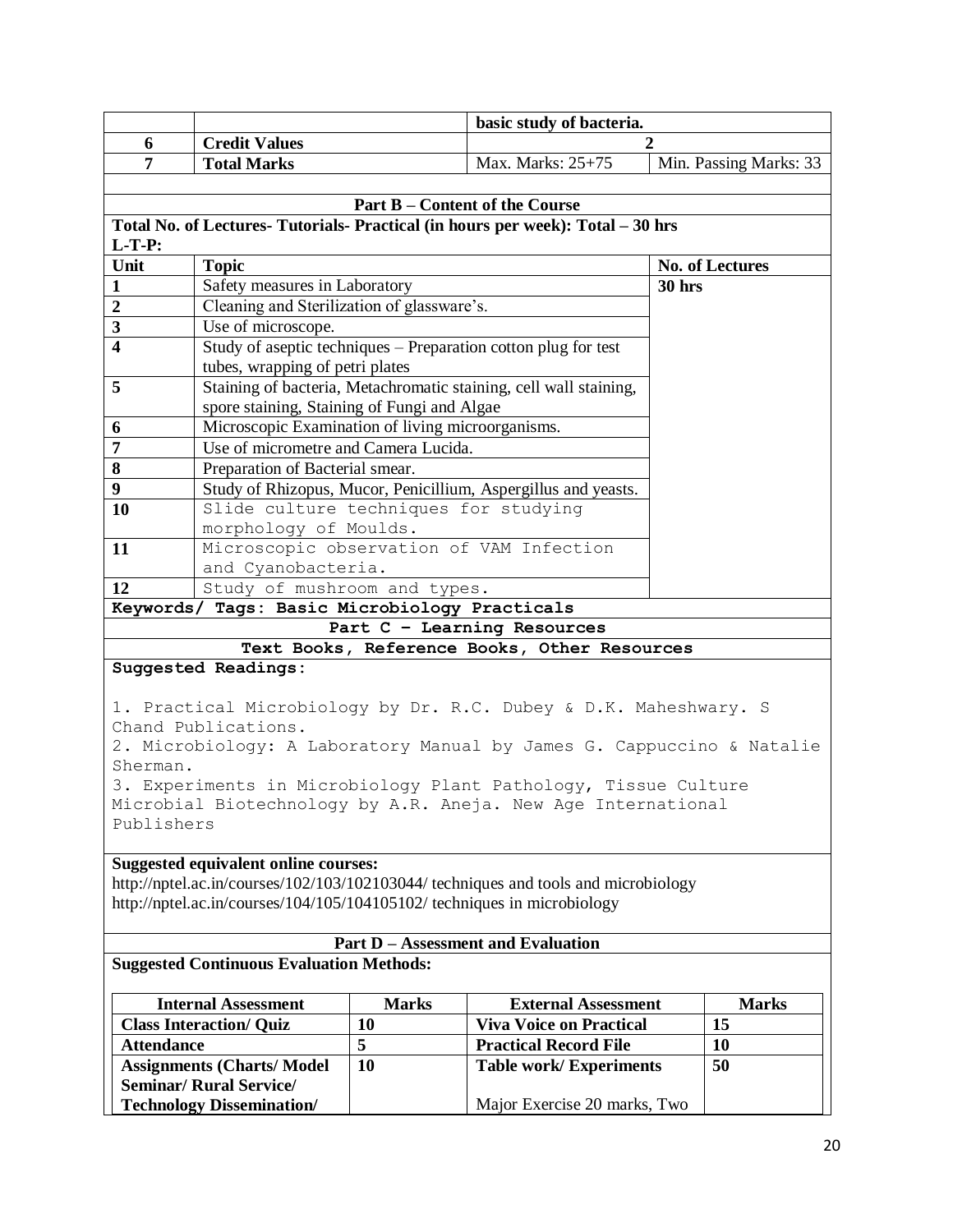|  |  | basic study of bacteria. |  |
|---|---|---|---|
| 6 | **Credit Values** | 2 |  |
| 7 | **Total Marks** | Max. Marks: 25+75 | Min. Passing Marks: 33 |

## Part B – Content of the Course

**Total No. of Lectures- Tutorials- Practical (in hours per week): Total – 30 hrs**
**L-T-P:**

| Unit | Topic | No. of Lectures |
|---|---|---|
| 1 | Safety measures in Laboratory | **30 hrs** |
| 2 | Cleaning and Sterilization of glassware's. | |
| 3 | Use of microscope. | |
| 4 | Study of aseptic techniques – Preparation cotton plug for test tubes, wrapping of petri plates | |
| 5 | Staining of bacteria, Metachromatic staining, cell wall staining, spore staining, Staining of Fungi and Algae | |
| 6 | Microscopic Examination of living microorganisms. | |
| 7 | Use of micrometre and Camera Lucida. | |
| 8 | Preparation of Bacterial smear. | |
| 9 | Study of Rhizopus, Mucor, Penicillium, Aspergillus and yeasts. | |
| 10 | Slide culture techniques for studying morphology of Moulds. | |
| 11 | Microscopic observation of VAM Infection and Cyanobacteria. | |
| 12 | Study of mushroom and types. | |

**Keywords/ Tags: Basic Microbiology Practicals**

## Part C – Learning Resources

### Text Books, Reference Books, Other Resources

**Suggested Readings:**

1. Practical Microbiology by Dr. R.C. Dubey & D.K. Maheshwary. S Chand Publications.
2. Microbiology: A Laboratory Manual by James G. Cappuccino & Natalie Sherman.
3. Experiments in Microbiology Plant Pathology, Tissue Culture Microbial Biotechnology by A.R. Aneja. New Age International Publishers

**Suggested equivalent online courses:**

http://nptel.ac.in/courses/102/103/102103044/ techniques and tools and microbiology
http://nptel.ac.in/courses/104/105/104105102/ techniques in microbiology

## Part D – Assessment and Evaluation

**Suggested Continuous Evaluation Methods:**

| Internal Assessment | Marks | External Assessment | Marks |
|---|---|---|---|
| **Class Interaction/ Quiz** | **10** | **Viva Voice on Practical** | **15** |
| **Attendance** | **5** | **Practical Record File** | **10** |
| **Assignments (Charts/ Model Seminar/ Rural Service/ Technology Dissemination/** | **10** | **Table work/ Experiments** Major Exercise 20 marks, Two | **50** |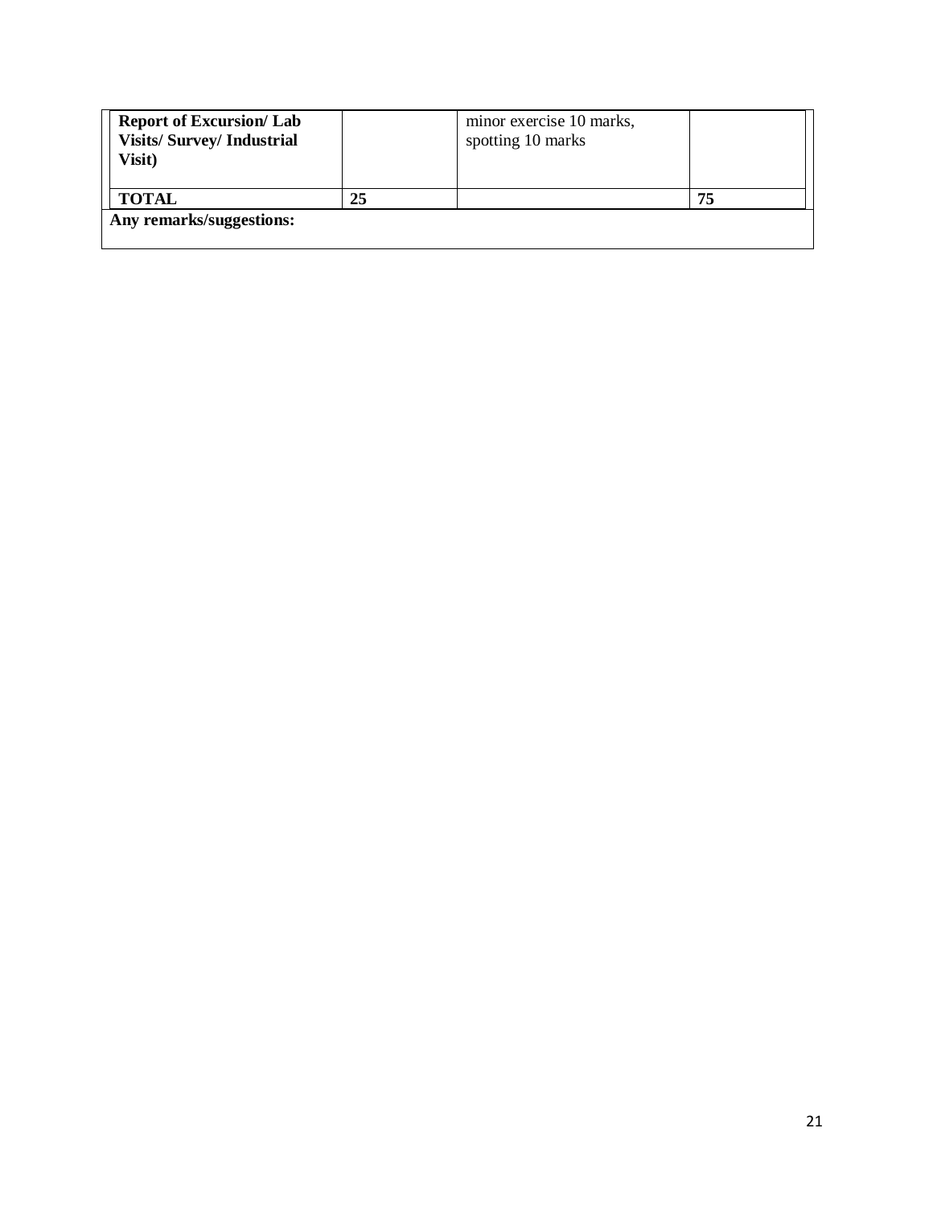| | | | |
|---|---|---|---|
| **Report of Excursion/ Lab Visits/ Survey/ Industrial Visit)** | | minor exercise 10 marks, spotting 10 marks | |
| **TOTAL** | **25** | | **75** |

**Any remarks/suggestions:**